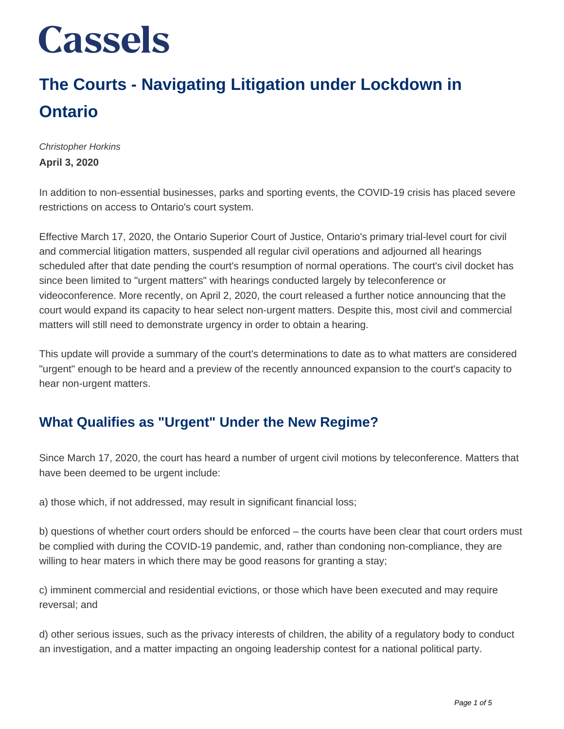Cassels

# The Courts - Navigating Litigation under Lockdown in Ontario

*Christopher Horkins*
**April 3, 2020**

In addition to non-essential businesses, parks and sporting events, the COVID-19 crisis has placed severe restrictions on access to Ontario's court system.

Effective March 17, 2020, the Ontario Superior Court of Justice, Ontario's primary trial-level court for civil and commercial litigation matters, suspended all regular civil operations and adjourned all hearings scheduled after that date pending the court's resumption of normal operations. The court's civil docket has since been limited to "urgent matters" with hearings conducted largely by teleconference or videoconference. More recently, on April 2, 2020, the court released a further notice announcing that the court would expand its capacity to hear select non-urgent matters. Despite this, most civil and commercial matters will still need to demonstrate urgency in order to obtain a hearing.

This update will provide a summary of the court's determinations to date as to what matters are considered "urgent" enough to be heard and a preview of the recently announced expansion to the court's capacity to hear non-urgent matters.

## What Qualifies as "Urgent" Under the New Regime?

Since March 17, 2020, the court has heard a number of urgent civil motions by teleconference. Matters that have been deemed to be urgent include:

a) those which, if not addressed, may result in significant financial loss;

b) questions of whether court orders should be enforced – the courts have been clear that court orders must be complied with during the COVID-19 pandemic, and, rather than condoning non-compliance, they are willing to hear maters in which there may be good reasons for granting a stay;

c) imminent commercial and residential evictions, or those which have been executed and may require reversal; and

d) other serious issues, such as the privacy interests of children, the ability of a regulatory body to conduct an investigation, and a matter impacting an ongoing leadership contest for a national political party.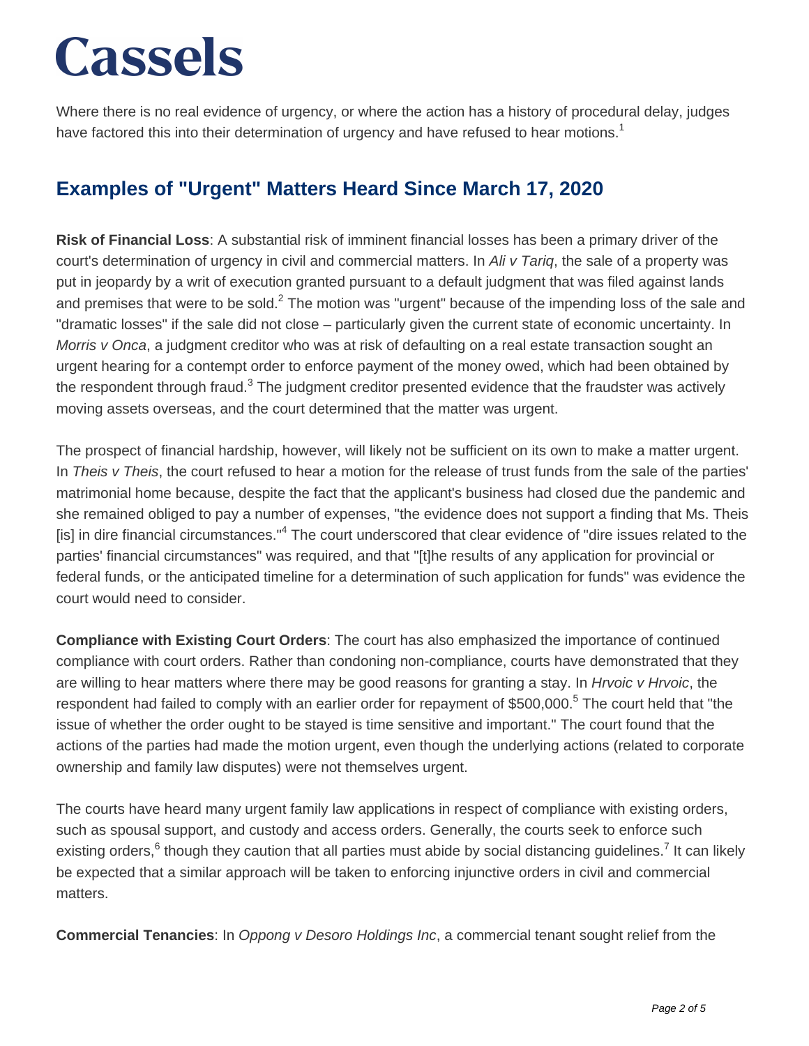Where there is no real evidence of urgency, or where the action has a history of procedural delay, judges have factored this into their determination of urgency and have refused to hear motions.[1]

## Examples of "Urgent" Matters Heard Since March 17, 2020

**Risk of Financial Loss**: A substantial risk of imminent financial losses has been a primary driver of the court's determination of urgency in civil and commercial matters. In *Ali v Tariq*, the sale of a property was put in jeopardy by a writ of execution granted pursuant to a default judgment that was filed against lands and premises that were to be sold.[2] The motion was "urgent" because of the impending loss of the sale and "dramatic losses" if the sale did not close – particularly given the current state of economic uncertainty. In *Morris v Onca*, a judgment creditor who was at risk of defaulting on a real estate transaction sought an urgent hearing for a contempt order to enforce payment of the money owed, which had been obtained by the respondent through fraud.[3] The judgment creditor presented evidence that the fraudster was actively moving assets overseas, and the court determined that the matter was urgent.

The prospect of financial hardship, however, will likely not be sufficient on its own to make a matter urgent. In *Theis v Theis*, the court refused to hear a motion for the release of trust funds from the sale of the parties' matrimonial home because, despite the fact that the applicant's business had closed due the pandemic and she remained obliged to pay a number of expenses, "the evidence does not support a finding that Ms. Theis [is] in dire financial circumstances."[4] The court underscored that clear evidence of "dire issues related to the parties' financial circumstances" was required, and that "[t]he results of any application for provincial or federal funds, or the anticipated timeline for a determination of such application for funds" was evidence the court would need to consider.

**Compliance with Existing Court Orders**: The court has also emphasized the importance of continued compliance with court orders. Rather than condoning non-compliance, courts have demonstrated that they are willing to hear matters where there may be good reasons for granting a stay. In *Hrvoic v Hrvoic*, the respondent had failed to comply with an earlier order for repayment of $500,000.[5] The court held that "the issue of whether the order ought to be stayed is time sensitive and important." The court found that the actions of the parties had made the motion urgent, even though the underlying actions (related to corporate ownership and family law disputes) were not themselves urgent.

The courts have heard many urgent family law applications in respect of compliance with existing orders, such as spousal support, and custody and access orders. Generally, the courts seek to enforce such existing orders,[6] though they caution that all parties must abide by social distancing guidelines.[7] It can likely be expected that a similar approach will be taken to enforcing injunctive orders in civil and commercial matters.

**Commercial Tenancies**: In *Oppong v Desoro Holdings Inc*, a commercial tenant sought relief from the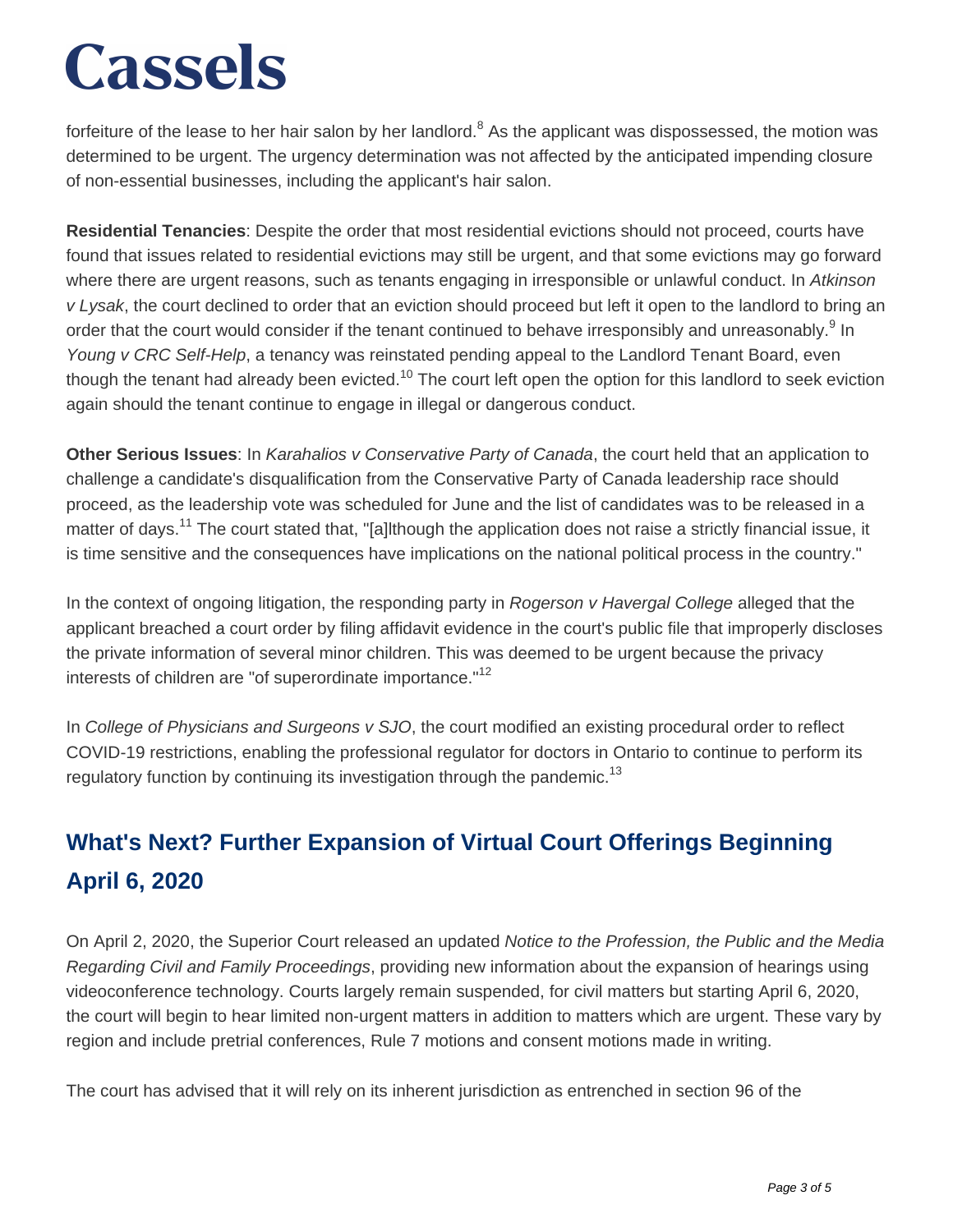forfeiture of the lease to her hair salon by her landlord.[8] As the applicant was dispossessed, the motion was determined to be urgent. The urgency determination was not affected by the anticipated impending closure of non-essential businesses, including the applicant's hair salon.

**Residential Tenancies**: Despite the order that most residential evictions should not proceed, courts have found that issues related to residential evictions may still be urgent, and that some evictions may go forward where there are urgent reasons, such as tenants engaging in irresponsible or unlawful conduct. In *Atkinson v Lysak*, the court declined to order that an eviction should proceed but left it open to the landlord to bring an order that the court would consider if the tenant continued to behave irresponsibly and unreasonably.[9] In *Young v CRC Self-Help*, a tenancy was reinstated pending appeal to the Landlord Tenant Board, even though the tenant had already been evicted.[10] The court left open the option for this landlord to seek eviction again should the tenant continue to engage in illegal or dangerous conduct.

**Other Serious Issues**: In *Karahalios v Conservative Party of Canada*, the court held that an application to challenge a candidate's disqualification from the Conservative Party of Canada leadership race should proceed, as the leadership vote was scheduled for June and the list of candidates was to be released in a matter of days.[11] The court stated that, "[a]lthough the application does not raise a strictly financial issue, it is time sensitive and the consequences have implications on the national political process in the country."

In the context of ongoing litigation, the responding party in *Rogerson v Havergal College* alleged that the applicant breached a court order by filing affidavit evidence in the court's public file that improperly discloses the private information of several minor children. This was deemed to be urgent because the privacy interests of children are "of superordinate importance."[12]

In *College of Physicians and Surgeons v SJO*, the court modified an existing procedural order to reflect COVID-19 restrictions, enabling the professional regulator for doctors in Ontario to continue to perform its regulatory function by continuing its investigation through the pandemic.[13]

## What's Next? Further Expansion of Virtual Court Offerings Beginning April 6, 2020

On April 2, 2020, the Superior Court released an updated *Notice to the Profession, the Public and the Media Regarding Civil and Family Proceedings*, providing new information about the expansion of hearings using videoconference technology. Courts largely remain suspended, for civil matters but starting April 6, 2020, the court will begin to hear limited non-urgent matters in addition to matters which are urgent. These vary by region and include pretrial conferences, Rule 7 motions and consent motions made in writing.

The court has advised that it will rely on its inherent jurisdiction as entrenched in section 96 of the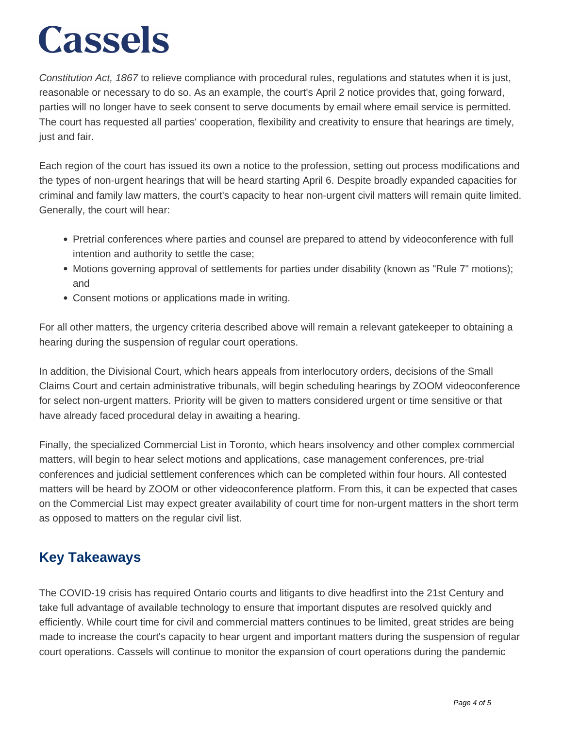*Constitution Act, 1867* to relieve compliance with procedural rules, regulations and statutes when it is just, reasonable or necessary to do so. As an example, the court's April 2 notice provides that, going forward, parties will no longer have to seek consent to serve documents by email where email service is permitted. The court has requested all parties' cooperation, flexibility and creativity to ensure that hearings are timely, just and fair.

Each region of the court has issued its own a notice to the profession, setting out process modifications and the types of non-urgent hearings that will be heard starting April 6. Despite broadly expanded capacities for criminal and family law matters, the court's capacity to hear non-urgent civil matters will remain quite limited. Generally, the court will hear:

- Pretrial conferences where parties and counsel are prepared to attend by videoconference with full intention and authority to settle the case;
- Motions governing approval of settlements for parties under disability (known as "Rule 7" motions); and
- Consent motions or applications made in writing.

For all other matters, the urgency criteria described above will remain a relevant gatekeeper to obtaining a hearing during the suspension of regular court operations.

In addition, the Divisional Court, which hears appeals from interlocutory orders, decisions of the Small Claims Court and certain administrative tribunals, will begin scheduling hearings by ZOOM videoconference for select non-urgent matters. Priority will be given to matters considered urgent or time sensitive or that have already faced procedural delay in awaiting a hearing.

Finally, the specialized Commercial List in Toronto, which hears insolvency and other complex commercial matters, will begin to hear select motions and applications, case management conferences, pre-trial conferences and judicial settlement conferences which can be completed within four hours. All contested matters will be heard by ZOOM or other videoconference platform. From this, it can be expected that cases on the Commercial List may expect greater availability of court time for non-urgent matters in the short term as opposed to matters on the regular civil list.

## Key Takeaways

The COVID-19 crisis has required Ontario courts and litigants to dive headfirst into the 21st Century and take full advantage of available technology to ensure that important disputes are resolved quickly and efficiently. While court time for civil and commercial matters continues to be limited, great strides are being made to increase the court's capacity to hear urgent and important matters during the suspension of regular court operations. Cassels will continue to monitor the expansion of court operations during the pandemic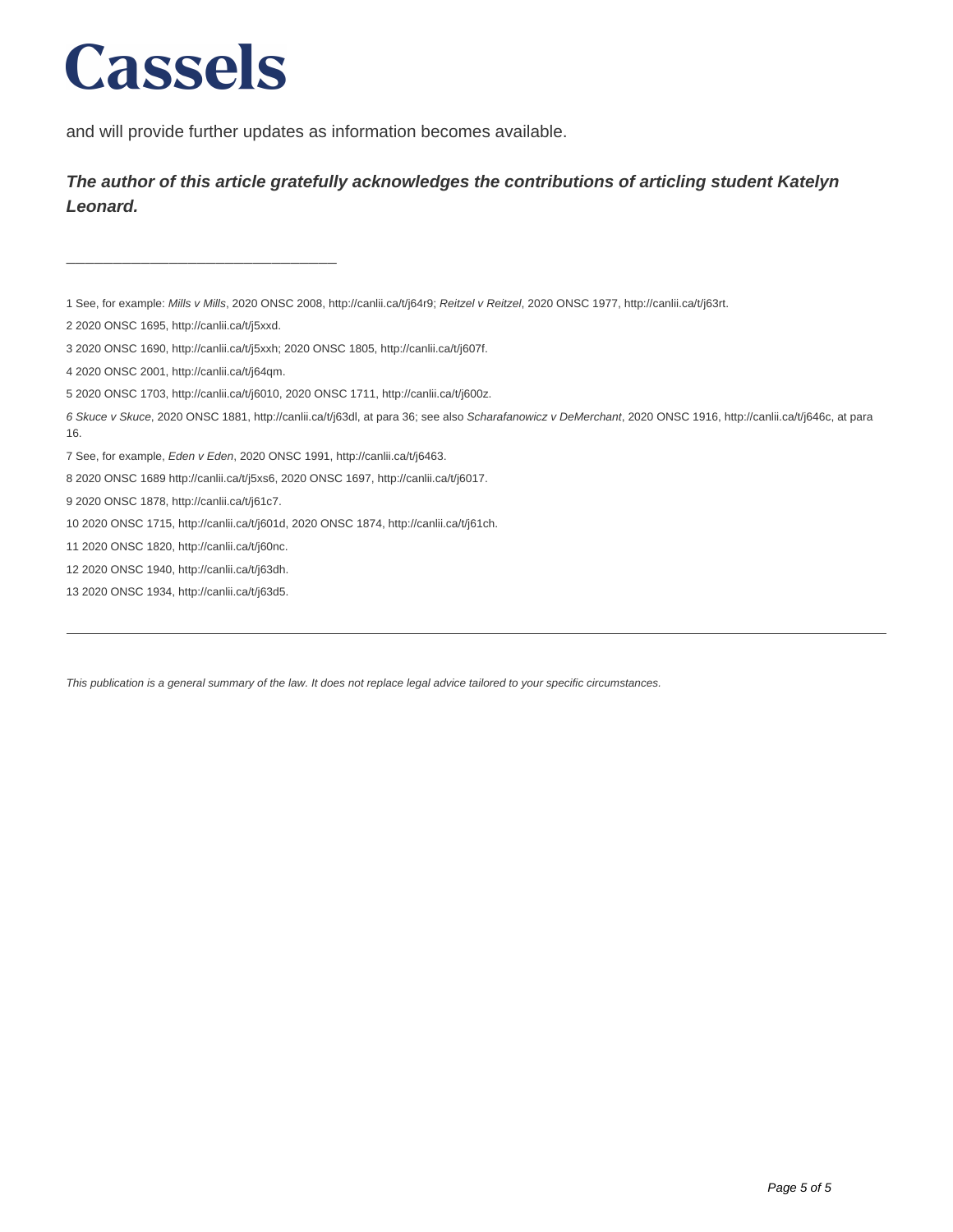and will provide further updates as information becomes available.

***The author of this article gratefully acknowledges the contributions of articling student Katelyn Leonard.***

---

1 See, for example: *Mills v Mills*, 2020 ONSC 2008, http://canlii.ca/t/j64r9; *Reitzel v Reitzel*, 2020 ONSC 1977, http://canlii.ca/t/j63rt.

2 2020 ONSC 1695, http://canlii.ca/t/j5xxd.

3 2020 ONSC 1690, http://canlii.ca/t/j5xxh; 2020 ONSC 1805, http://canlii.ca/t/j607f.

4 2020 ONSC 2001, http://canlii.ca/t/j64qm.

5 2020 ONSC 1703, http://canlii.ca/t/j6010, 2020 ONSC 1711, http://canlii.ca/t/j600z.

*6 Skuce v Skuce*, 2020 ONSC 1881, http://canlii.ca/t/j63dl, at para 36; see also *Scharafanowicz v DeMerchant*, 2020 ONSC 1916, http://canlii.ca/t/j646c, at para 16.

7 See, for example, *Eden v Eden*, 2020 ONSC 1991, http://canlii.ca/t/j6463.

8 2020 ONSC 1689 http://canlii.ca/t/j5xs6, 2020 ONSC 1697, http://canlii.ca/t/j6017.

9 2020 ONSC 1878, http://canlii.ca/t/j61c7.

10 2020 ONSC 1715, http://canlii.ca/t/j601d, 2020 ONSC 1874, http://canlii.ca/t/j61ch.

11 2020 ONSC 1820, http://canlii.ca/t/j60nc.

12 2020 ONSC 1940, http://canlii.ca/t/j63dh.

13 2020 ONSC 1934, http://canlii.ca/t/j63d5.

---

*This publication is a general summary of the law. It does not replace legal advice tailored to your specific circumstances.*